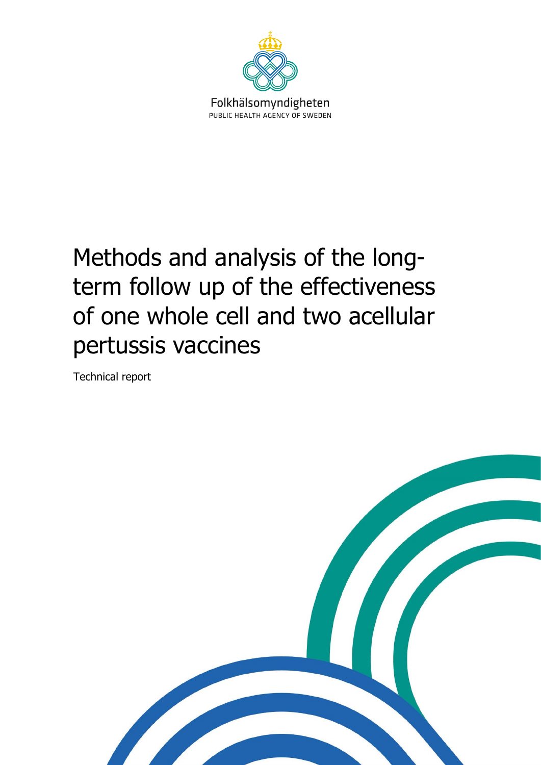Folkhälsomyndigheten

PUBLIC HEALTH AGENCY OF SWEDEN

# Methods and analysis of the long-term follow up of the effectiveness of one whole cell and two acellular pertussis vaccines

Technical report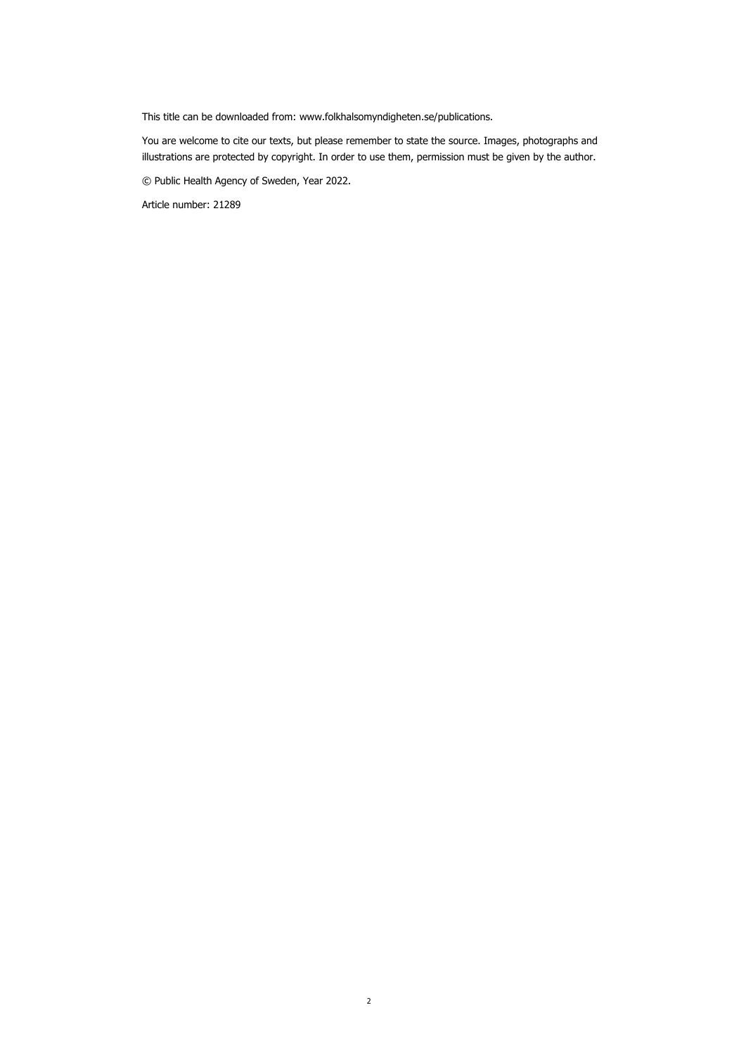This title can be downloaded from: www.folkhalsomyndigheten.se/publications.

You are welcome to cite our texts, but please remember to state the source. Images, photographs and illustrations are protected by copyright. In order to use them, permission must be given by the author.

© Public Health Agency of Sweden, Year 2022.

Article number: 21289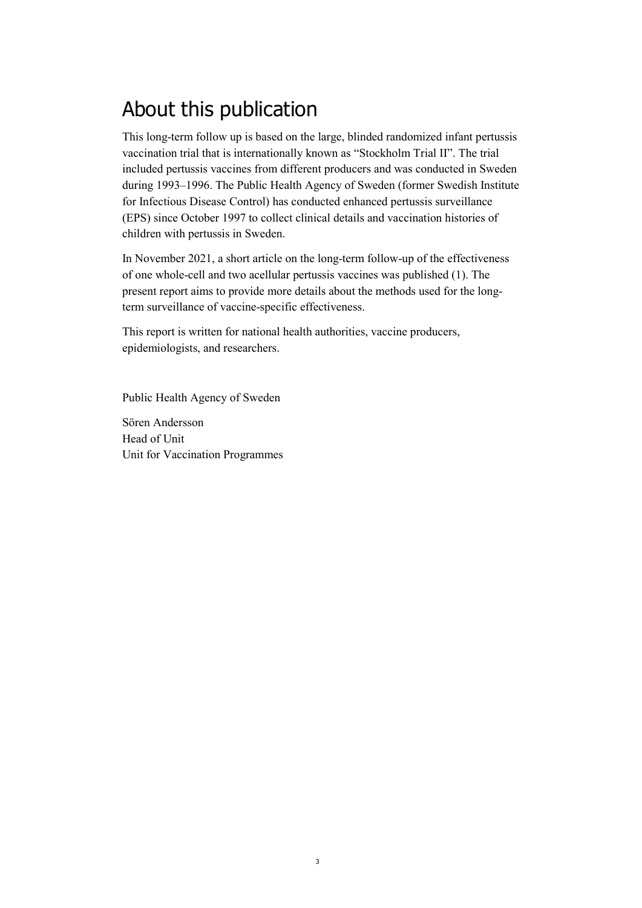# About this publication

This long-term follow up is based on the large, blinded randomized infant pertussis vaccination trial that is internationally known as "Stockholm Trial II". The trial included pertussis vaccines from different producers and was conducted in Sweden during 1993–1996. The Public Health Agency of Sweden (former Swedish Institute for Infectious Disease Control) has conducted enhanced pertussis surveillance (EPS) since October 1997 to collect clinical details and vaccination histories of children with pertussis in Sweden.

In November 2021, a short article on the long-term follow-up of the effectiveness of one whole-cell and two acellular pertussis vaccines was published (1). The present report aims to provide more details about the methods used for the long-term surveillance of vaccine-specific effectiveness.

This report is written for national health authorities, vaccine producers, epidemiologists, and researchers.

Public Health Agency of Sweden

Sören Andersson
Head of Unit
Unit for Vaccination Programmes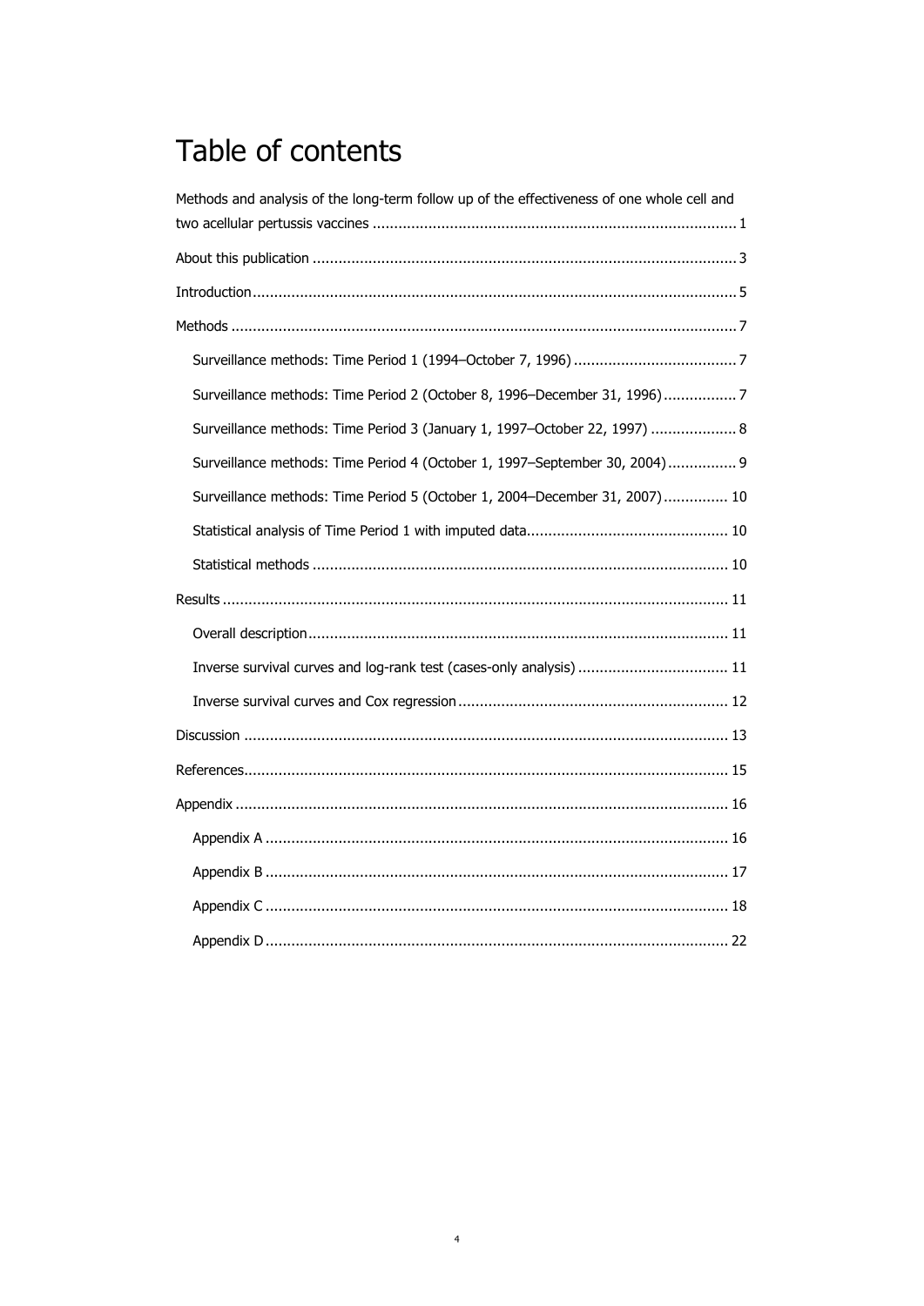# Table of contents

Methods and analysis of the long-term follow up of the effectiveness of one whole cell and two acellular pertussis vaccines ..................... 1

About this publication ..................... 3

Introduction ..................... 5

Methods ..................... 7

- Surveillance methods: Time Period 1 (1994–October 7, 1996) ..................... 7
- Surveillance methods: Time Period 2 (October 8, 1996–December 31, 1996) ..................... 7
- Surveillance methods: Time Period 3 (January 1, 1997–October 22, 1997) ..................... 8
- Surveillance methods: Time Period 4 (October 1, 1997–September 30, 2004) ..................... 9
- Surveillance methods: Time Period 5 (October 1, 2004–December 31, 2007) ..................... 10
- Statistical analysis of Time Period 1 with imputed data ..................... 10
- Statistical methods ..................... 10

Results ..................... 11

- Overall description ..................... 11
- Inverse survival curves and log-rank test (cases-only analysis) ..................... 11
- Inverse survival curves and Cox regression ..................... 12

Discussion ..................... 13

References ..................... 15

Appendix ..................... 16

- Appendix A ..................... 16
- Appendix B ..................... 17
- Appendix C ..................... 18
- Appendix D ..................... 22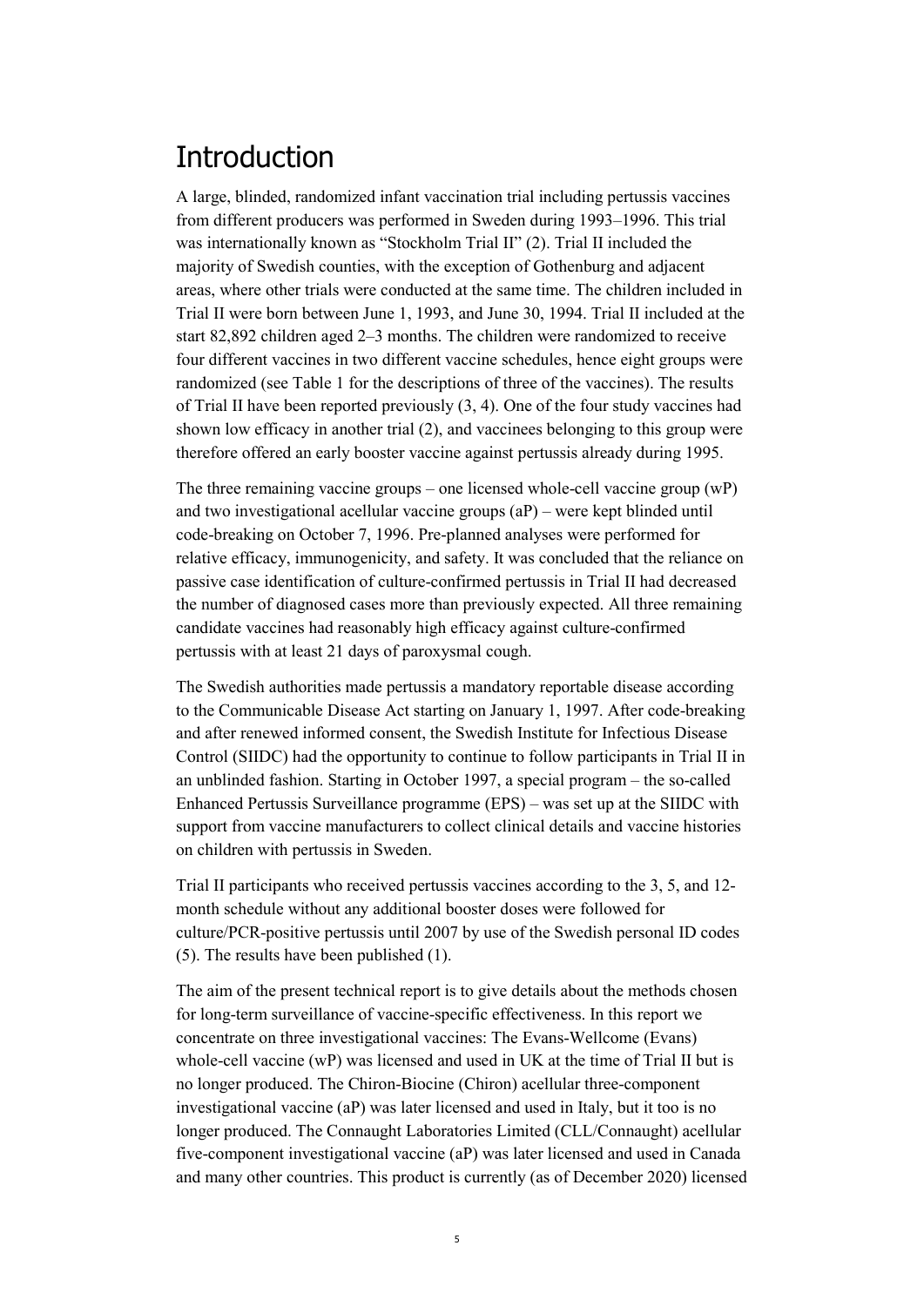# Introduction

A large, blinded, randomized infant vaccination trial including pertussis vaccines from different producers was performed in Sweden during 1993–1996. This trial was internationally known as "Stockholm Trial II" (2). Trial II included the majority of Swedish counties, with the exception of Gothenburg and adjacent areas, where other trials were conducted at the same time. The children included in Trial II were born between June 1, 1993, and June 30, 1994. Trial II included at the start 82,892 children aged 2–3 months. The children were randomized to receive four different vaccines in two different vaccine schedules, hence eight groups were randomized (see Table 1 for the descriptions of three of the vaccines). The results of Trial II have been reported previously (3, 4). One of the four study vaccines had shown low efficacy in another trial (2), and vaccinees belonging to this group were therefore offered an early booster vaccine against pertussis already during 1995.

The three remaining vaccine groups – one licensed whole-cell vaccine group (wP) and two investigational acellular vaccine groups (aP) – were kept blinded until code-breaking on October 7, 1996. Pre-planned analyses were performed for relative efficacy, immunogenicity, and safety. It was concluded that the reliance on passive case identification of culture-confirmed pertussis in Trial II had decreased the number of diagnosed cases more than previously expected. All three remaining candidate vaccines had reasonably high efficacy against culture-confirmed pertussis with at least 21 days of paroxysmal cough.

The Swedish authorities made pertussis a mandatory reportable disease according to the Communicable Disease Act starting on January 1, 1997. After code-breaking and after renewed informed consent, the Swedish Institute for Infectious Disease Control (SIIDC) had the opportunity to continue to follow participants in Trial II in an unblinded fashion. Starting in October 1997, a special program – the so-called Enhanced Pertussis Surveillance programme (EPS) – was set up at the SIIDC with support from vaccine manufacturers to collect clinical details and vaccine histories on children with pertussis in Sweden.

Trial II participants who received pertussis vaccines according to the 3, 5, and 12-month schedule without any additional booster doses were followed for culture/PCR-positive pertussis until 2007 by use of the Swedish personal ID codes (5). The results have been published (1).

The aim of the present technical report is to give details about the methods chosen for long-term surveillance of vaccine-specific effectiveness. In this report we concentrate on three investigational vaccines: The Evans-Wellcome (Evans) whole-cell vaccine (wP) was licensed and used in UK at the time of Trial II but is no longer produced. The Chiron-Biocine (Chiron) acellular three-component investigational vaccine (aP) was later licensed and used in Italy, but it too is no longer produced. The Connaught Laboratories Limited (CLL/Connaught) acellular five-component investigational vaccine (aP) was later licensed and used in Canada and many other countries. This product is currently (as of December 2020) licensed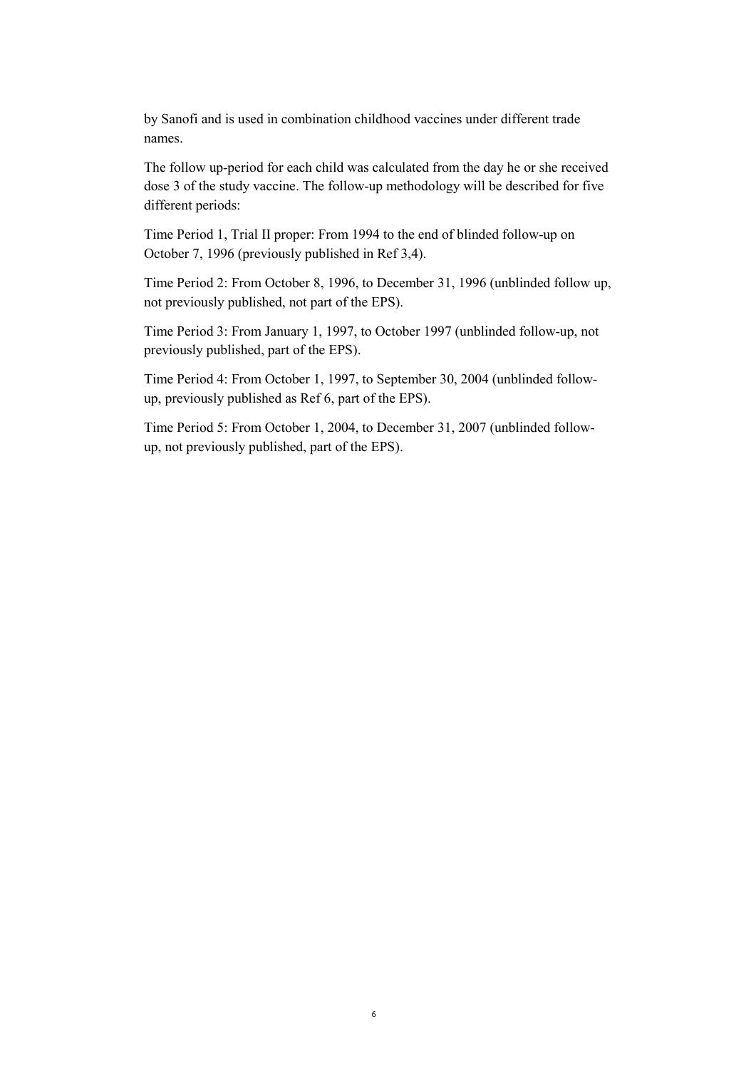by Sanofi and is used in combination childhood vaccines under different trade names.

The follow up-period for each child was calculated from the day he or she received dose 3 of the study vaccine. The follow-up methodology will be described for five different periods:

Time Period 1, Trial II proper: From 1994 to the end of blinded follow-up on October 7, 1996 (previously published in Ref 3,4).

Time Period 2: From October 8, 1996, to December 31, 1996 (unblinded follow up, not previously published, not part of the EPS).

Time Period 3: From January 1, 1997, to October 1997 (unblinded follow-up, not previously published, part of the EPS).

Time Period 4: From October 1, 1997, to September 30, 2004 (unblinded follow-up, previously published as Ref 6, part of the EPS).

Time Period 5: From October 1, 2004, to December 31, 2007 (unblinded follow-up, not previously published, part of the EPS).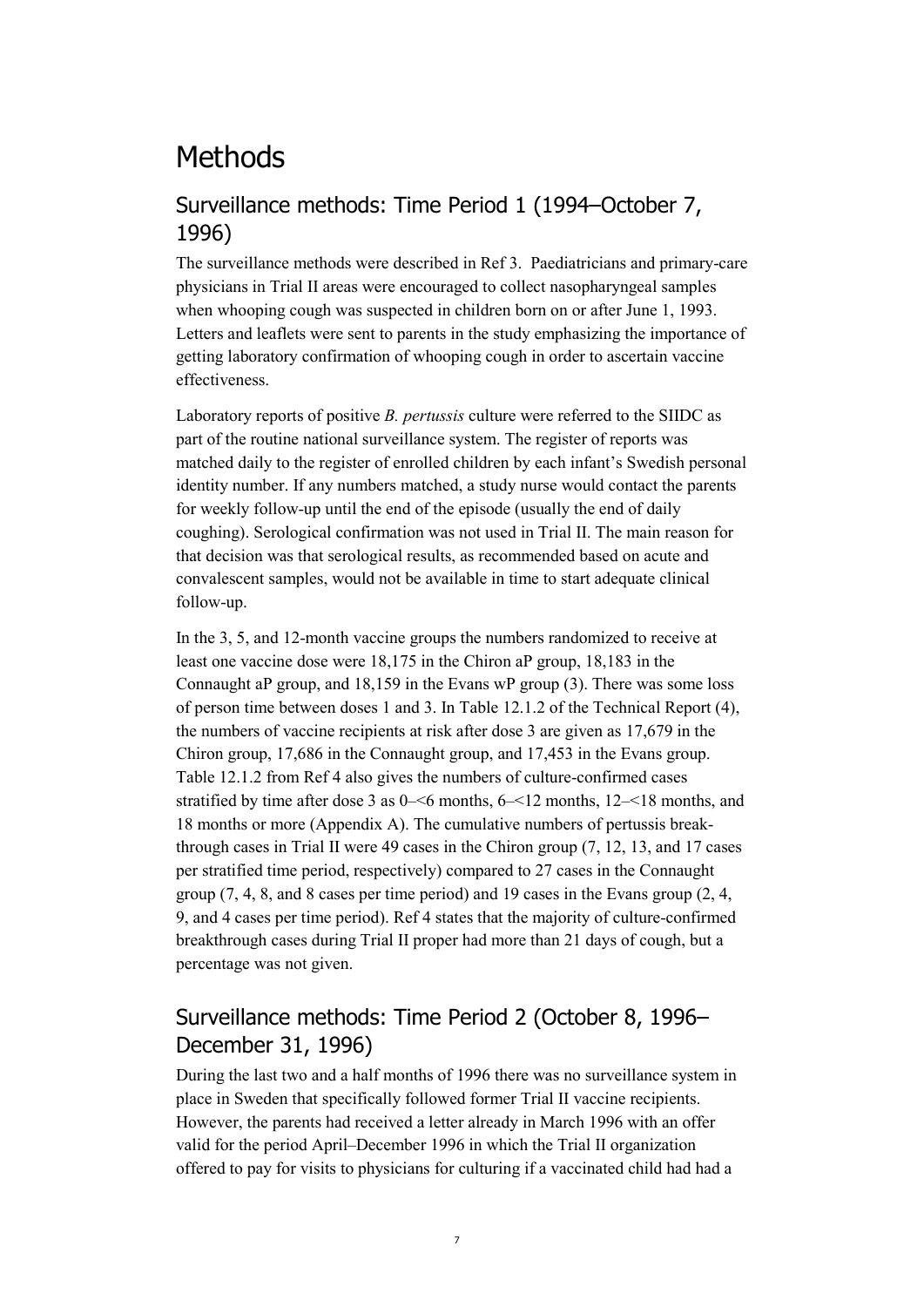# Methods

## Surveillance methods: Time Period 1 (1994–October 7, 1996)

The surveillance methods were described in Ref 3. Paediatricians and primary-care physicians in Trial II areas were encouraged to collect nasopharyngeal samples when whooping cough was suspected in children born on or after June 1, 1993. Letters and leaflets were sent to parents in the study emphasizing the importance of getting laboratory confirmation of whooping cough in order to ascertain vaccine effectiveness.

Laboratory reports of positive *B. pertussis* culture were referred to the SIIDC as part of the routine national surveillance system. The register of reports was matched daily to the register of enrolled children by each infant's Swedish personal identity number. If any numbers matched, a study nurse would contact the parents for weekly follow-up until the end of the episode (usually the end of daily coughing). Serological confirmation was not used in Trial II. The main reason for that decision was that serological results, as recommended based on acute and convalescent samples, would not be available in time to start adequate clinical follow-up.

In the 3, 5, and 12-month vaccine groups the numbers randomized to receive at least one vaccine dose were 18,175 in the Chiron aP group, 18,183 in the Connaught aP group, and 18,159 in the Evans wP group (3). There was some loss of person time between doses 1 and 3. In Table 12.1.2 of the Technical Report (4), the numbers of vaccine recipients at risk after dose 3 are given as 17,679 in the Chiron group, 17,686 in the Connaught group, and 17,453 in the Evans group. Table 12.1.2 from Ref 4 also gives the numbers of culture-confirmed cases stratified by time after dose 3 as 0–<6 months, 6–<12 months, 12–<18 months, and 18 months or more (Appendix A). The cumulative numbers of pertussis break-through cases in Trial II were 49 cases in the Chiron group (7, 12, 13, and 17 cases per stratified time period, respectively) compared to 27 cases in the Connaught group (7, 4, 8, and 8 cases per time period) and 19 cases in the Evans group (2, 4, 9, and 4 cases per time period). Ref 4 states that the majority of culture-confirmed breakthrough cases during Trial II proper had more than 21 days of cough, but a percentage was not given.

## Surveillance methods: Time Period 2 (October 8, 1996–December 31, 1996)

During the last two and a half months of 1996 there was no surveillance system in place in Sweden that specifically followed former Trial II vaccine recipients. However, the parents had received a letter already in March 1996 with an offer valid for the period April–December 1996 in which the Trial II organization offered to pay for visits to physicians for culturing if a vaccinated child had had a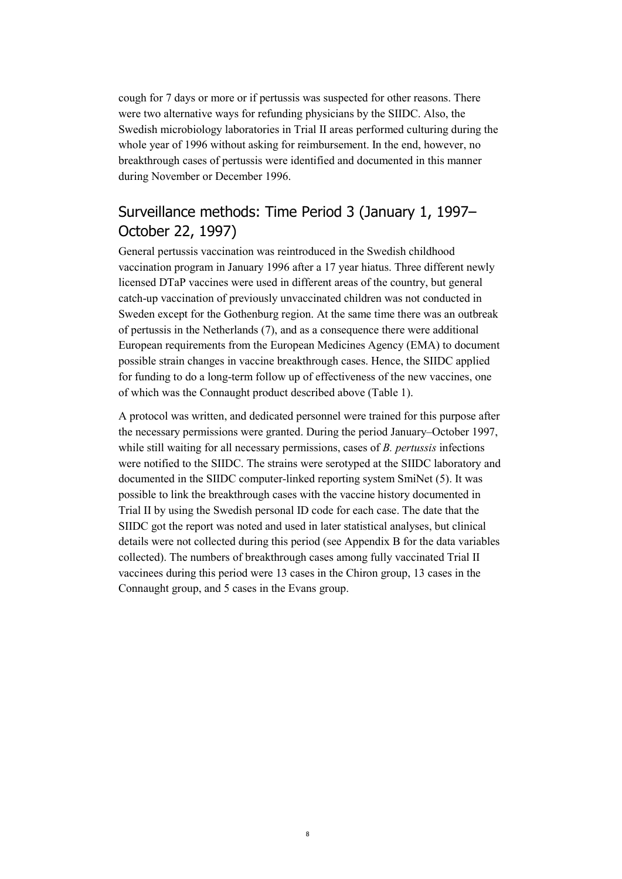cough for 7 days or more or if pertussis was suspected for other reasons. There were two alternative ways for refunding physicians by the SIIDC. Also, the Swedish microbiology laboratories in Trial II areas performed culturing during the whole year of 1996 without asking for reimbursement. In the end, however, no breakthrough cases of pertussis were identified and documented in this manner during November or December 1996.

## Surveillance methods: Time Period 3 (January 1, 1997–October 22, 1997)

General pertussis vaccination was reintroduced in the Swedish childhood vaccination program in January 1996 after a 17 year hiatus. Three different newly licensed DTaP vaccines were used in different areas of the country, but general catch-up vaccination of previously unvaccinated children was not conducted in Sweden except for the Gothenburg region. At the same time there was an outbreak of pertussis in the Netherlands (7), and as a consequence there were additional European requirements from the European Medicines Agency (EMA) to document possible strain changes in vaccine breakthrough cases. Hence, the SIIDC applied for funding to do a long-term follow up of effectiveness of the new vaccines, one of which was the Connaught product described above (Table 1).

A protocol was written, and dedicated personnel were trained for this purpose after the necessary permissions were granted. During the period January–October 1997, while still waiting for all necessary permissions, cases of *B. pertussis* infections were notified to the SIIDC. The strains were serotyped at the SIIDC laboratory and documented in the SIIDC computer-linked reporting system SmiNet (5). It was possible to link the breakthrough cases with the vaccine history documented in Trial II by using the Swedish personal ID code for each case. The date that the SIIDC got the report was noted and used in later statistical analyses, but clinical details were not collected during this period (see Appendix B for the data variables collected). The numbers of breakthrough cases among fully vaccinated Trial II vaccinees during this period were 13 cases in the Chiron group, 13 cases in the Connaught group, and 5 cases in the Evans group.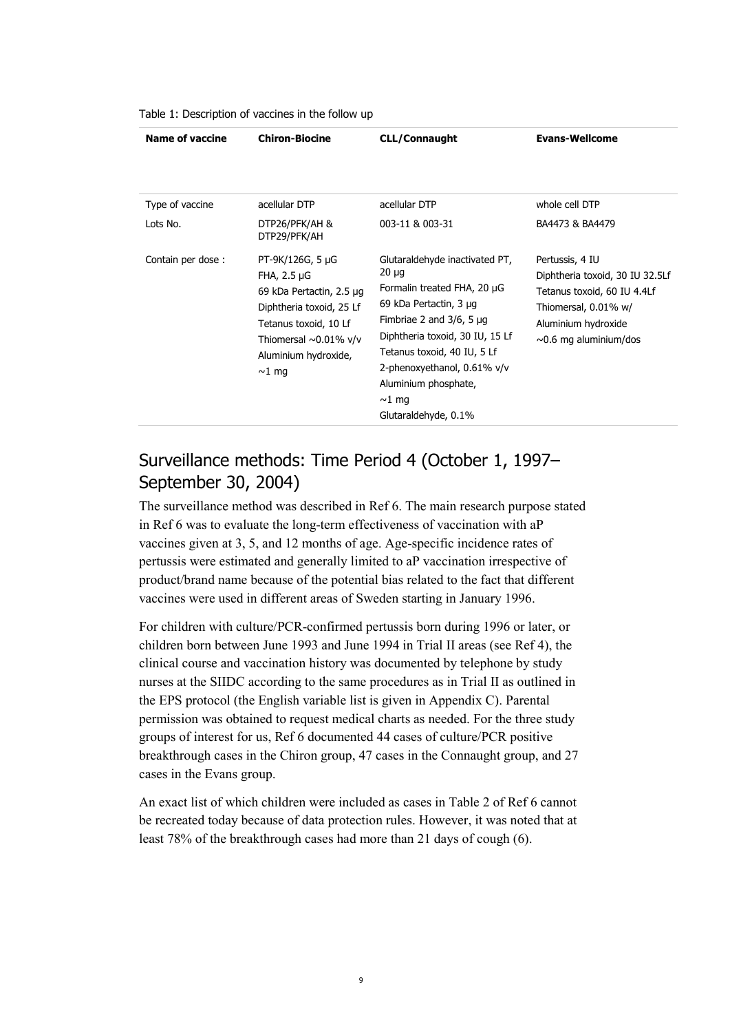Table 1: Description of vaccines in the follow up

| Name of vaccine | Chiron-Biocine | CLL/Connaught | Evans-Wellcome |
|---|---|---|---|
| Type of vaccine | acellular DTP | acellular DTP | whole cell DTP |
| Lots No. | DTP26/PFK/AH & DTP29/PFK/AH | 003-11 & 003-31 | BA4473 & BA4479 |
| Contain per dose : | PT-9K/126G, 5 µG<br>FHA, 2.5 µG<br>69 kDa Pertactin, 2.5 µg<br>Diphtheria toxoid, 25 Lf<br>Tetanus toxoid, 10 Lf<br>Thiomersal ~0.01% v/v<br>Aluminium hydroxide, ~1 mg | Glutaraldehyde inactivated PT, 20 µg<br>Formalin treated FHA, 20 µG<br>69 kDa Pertactin, 3 µg<br>Fimbriae 2 and 3/6, 5 µg<br>Diphtheria toxoid, 30 IU, 15 Lf<br>Tetanus toxoid, 40 IU, 5 Lf<br>2-phenoxyethanol, 0.61% v/v<br>Aluminium phosphate, ~1 mg<br>Glutaraldehyde, 0.1% | Pertussis, 4 IU<br>Diphtheria toxoid, 30 IU 32.5Lf<br>Tetanus toxoid, 60 IU 4.4Lf<br>Thiomersal, 0.01% w/<br>Aluminium hydroxide<br>~0.6 mg aluminium/dos |

## Surveillance methods: Time Period 4 (October 1, 1997–September 30, 2004)

The surveillance method was described in Ref 6. The main research purpose stated in Ref 6 was to evaluate the long-term effectiveness of vaccination with aP vaccines given at 3, 5, and 12 months of age. Age-specific incidence rates of pertussis were estimated and generally limited to aP vaccination irrespective of product/brand name because of the potential bias related to the fact that different vaccines were used in different areas of Sweden starting in January 1996.

For children with culture/PCR-confirmed pertussis born during 1996 or later, or children born between June 1993 and June 1994 in Trial II areas (see Ref 4), the clinical course and vaccination history was documented by telephone by study nurses at the SIIDC according to the same procedures as in Trial II as outlined in the EPS protocol (the English variable list is given in Appendix C). Parental permission was obtained to request medical charts as needed. For the three study groups of interest for us, Ref 6 documented 44 cases of culture/PCR positive breakthrough cases in the Chiron group, 47 cases in the Connaught group, and 27 cases in the Evans group.

An exact list of which children were included as cases in Table 2 of Ref 6 cannot be recreated today because of data protection rules. However, it was noted that at least 78% of the breakthrough cases had more than 21 days of cough (6).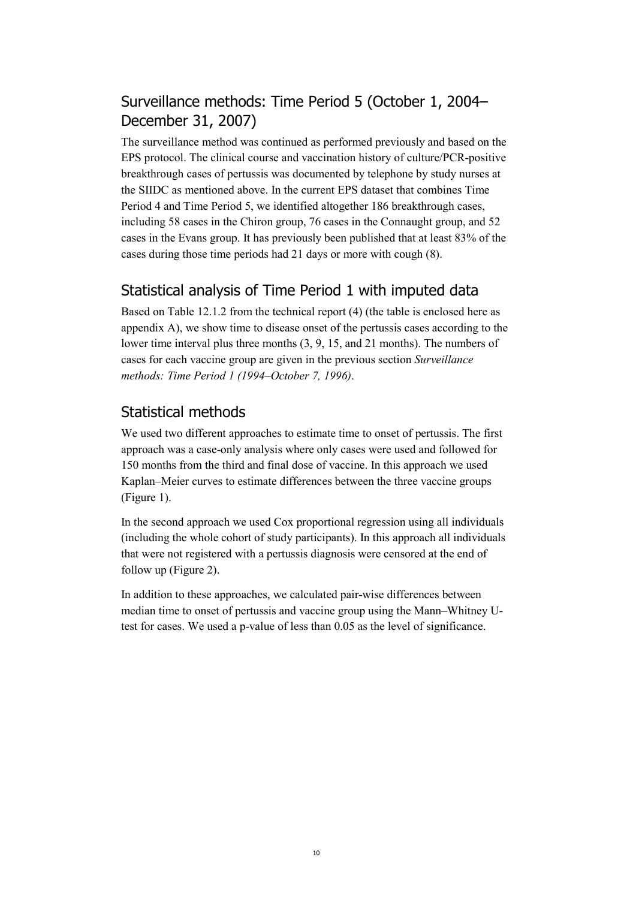## Surveillance methods: Time Period 5 (October 1, 2004–December 31, 2007)

The surveillance method was continued as performed previously and based on the EPS protocol. The clinical course and vaccination history of culture/PCR-positive breakthrough cases of pertussis was documented by telephone by study nurses at the SIIDC as mentioned above. In the current EPS dataset that combines Time Period 4 and Time Period 5, we identified altogether 186 breakthrough cases, including 58 cases in the Chiron group, 76 cases in the Connaught group, and 52 cases in the Evans group. It has previously been published that at least 83% of the cases during those time periods had 21 days or more with cough (8).

## Statistical analysis of Time Period 1 with imputed data

Based on Table 12.1.2 from the technical report (4) (the table is enclosed here as appendix A), we show time to disease onset of the pertussis cases according to the lower time interval plus three months (3, 9, 15, and 21 months). The numbers of cases for each vaccine group are given in the previous section *Surveillance methods: Time Period 1 (1994–October 7, 1996)*.

## Statistical methods

We used two different approaches to estimate time to onset of pertussis. The first approach was a case-only analysis where only cases were used and followed for 150 months from the third and final dose of vaccine. In this approach we used Kaplan–Meier curves to estimate differences between the three vaccine groups (Figure 1).

In the second approach we used Cox proportional regression using all individuals (including the whole cohort of study participants). In this approach all individuals that were not registered with a pertussis diagnosis were censored at the end of follow up (Figure 2).

In addition to these approaches, we calculated pair-wise differences between median time to onset of pertussis and vaccine group using the Mann–Whitney U-test for cases. We used a p-value of less than 0.05 as the level of significance.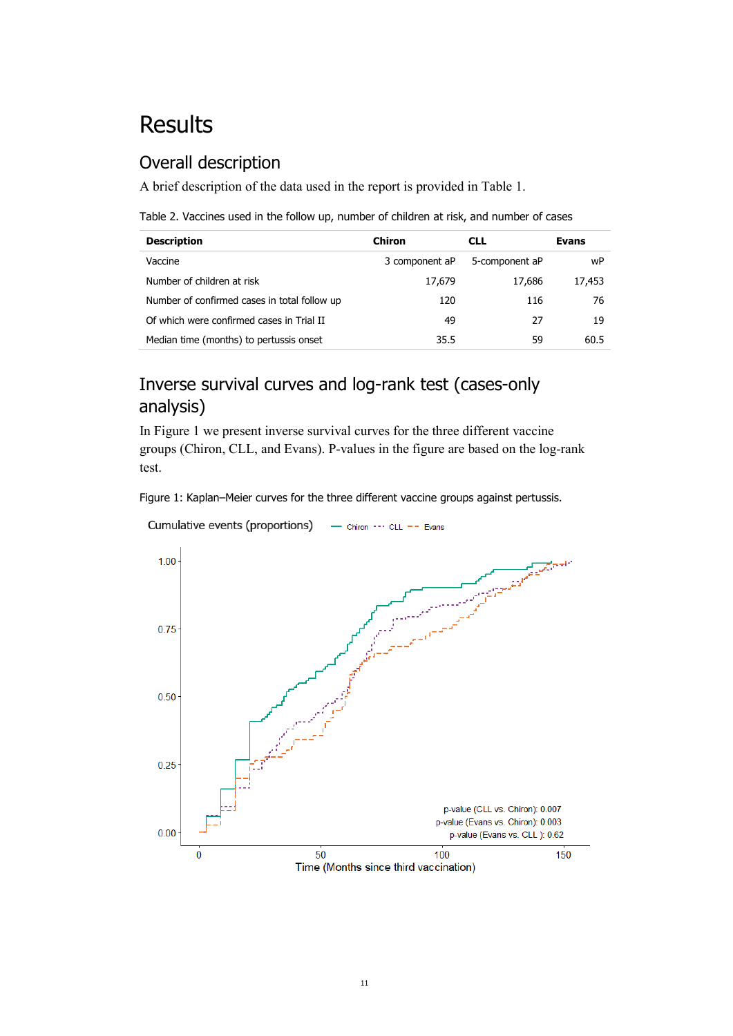# Results

## Overall description

A brief description of the data used in the report is provided in Table 1.

Table 2. Vaccines used in the follow up, number of children at risk, and number of cases

| Description | Chiron | CLL | Evans |
|---|---|---|---|
| Vaccine | 3 component aP | 5-component aP | wP |
| Number of children at risk | 17,679 | 17,686 | 17,453 |
| Number of confirmed cases in total follow up | 120 | 116 | 76 |
| Of which were confirmed cases in Trial II | 49 | 27 | 19 |
| Median time (months) to pertussis onset | 35.5 | 59 | 60.5 |

## Inverse survival curves and log-rank test (cases-only analysis)

In Figure 1 we present inverse survival curves for the three different vaccine groups (Chiron, CLL, and Evans). P-values in the figure are based on the log-rank test.

Figure 1: Kaplan–Meier curves for the three different vaccine groups against pertussis.

Cumulative events (proportions) — Chiron, CLL, Evans

p-value (CLL vs. Chiron): 0.007
p-value (Evans vs. Chiron): 0.003
p-value (Evans vs. CLL ): 0.62

Time (Months since third vaccination)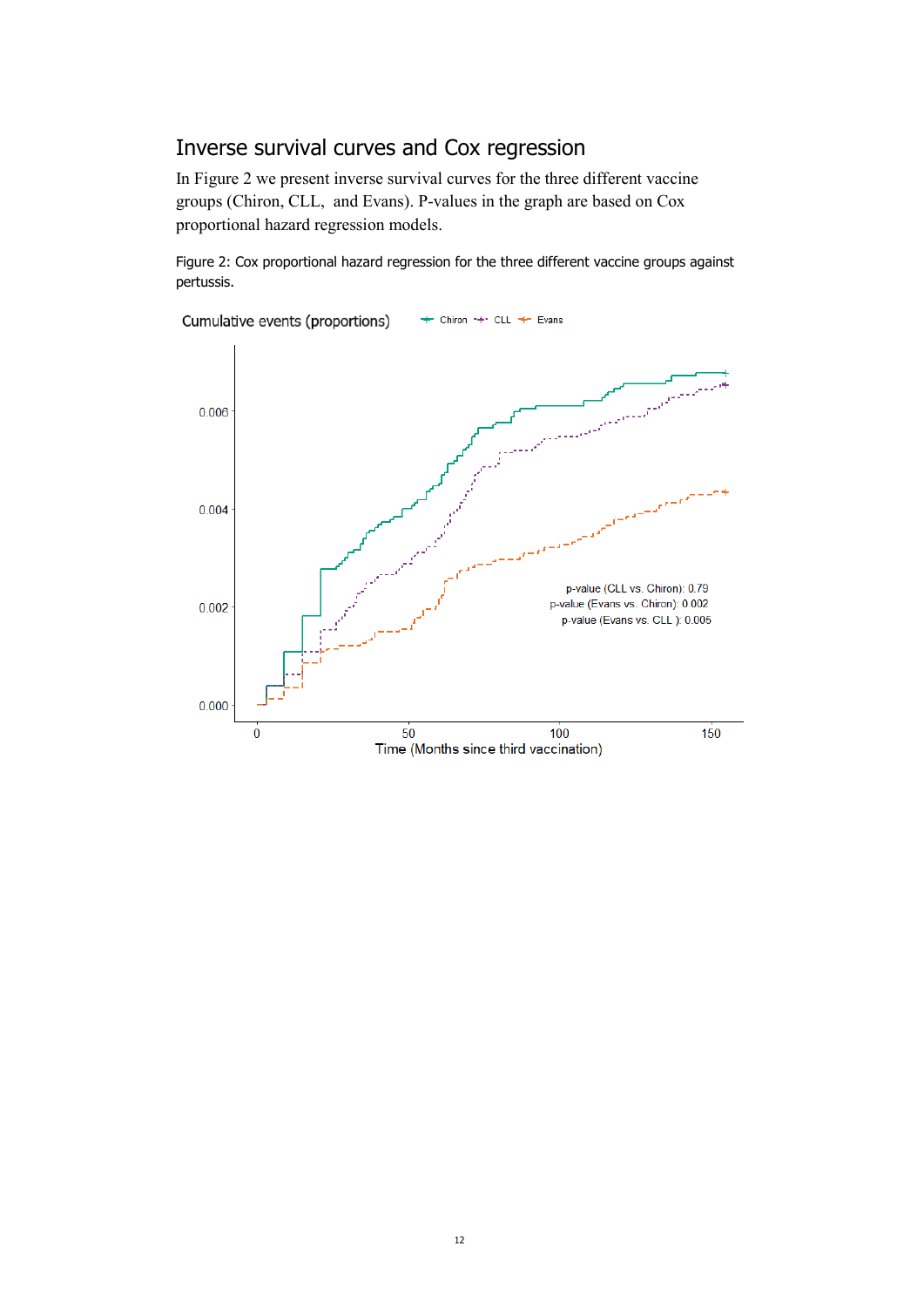## Inverse survival curves and Cox regression

In Figure 2 we present inverse survival curves for the three different vaccine groups (Chiron, CLL, and Evans). P-values in the graph are based on Cox proportional hazard regression models.

Figure 2: Cox proportional hazard regression for the three different vaccine groups against pertussis.

Cumulative events (proportions)

Chiron · CLL · Evans

p-value (CLL vs. Chiron): 0.79
p-value (Evans vs. Chiron): 0.002
p-value (Evans vs. CLL ): 0.005

Time (Months since third vaccination)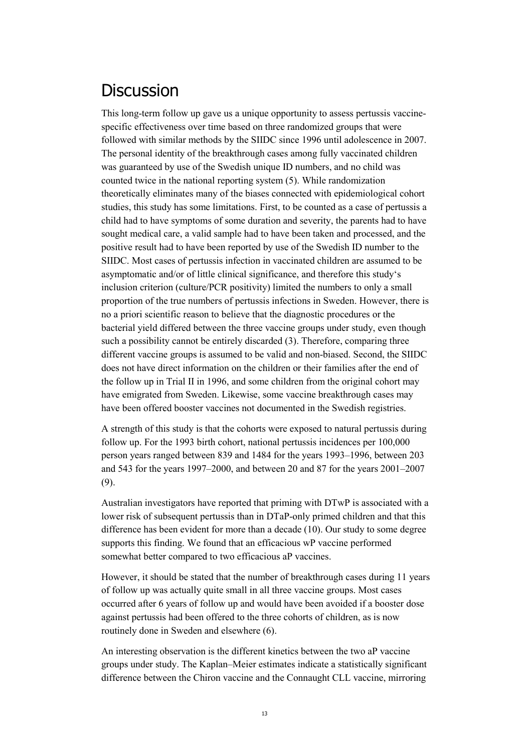# Discussion

This long-term follow up gave us a unique opportunity to assess pertussis vaccine-specific effectiveness over time based on three randomized groups that were followed with similar methods by the SIIDC since 1996 until adolescence in 2007. The personal identity of the breakthrough cases among fully vaccinated children was guaranteed by use of the Swedish unique ID numbers, and no child was counted twice in the national reporting system (5). While randomization theoretically eliminates many of the biases connected with epidemiological cohort studies, this study has some limitations. First, to be counted as a case of pertussis a child had to have symptoms of some duration and severity, the parents had to have sought medical care, a valid sample had to have been taken and processed, and the positive result had to have been reported by use of the Swedish ID number to the SIIDC. Most cases of pertussis infection in vaccinated children are assumed to be asymptomatic and/or of little clinical significance, and therefore this study's inclusion criterion (culture/PCR positivity) limited the numbers to only a small proportion of the true numbers of pertussis infections in Sweden. However, there is no a priori scientific reason to believe that the diagnostic procedures or the bacterial yield differed between the three vaccine groups under study, even though such a possibility cannot be entirely discarded (3). Therefore, comparing three different vaccine groups is assumed to be valid and non-biased. Second, the SIIDC does not have direct information on the children or their families after the end of the follow up in Trial II in 1996, and some children from the original cohort may have emigrated from Sweden. Likewise, some vaccine breakthrough cases may have been offered booster vaccines not documented in the Swedish registries.

A strength of this study is that the cohorts were exposed to natural pertussis during follow up. For the 1993 birth cohort, national pertussis incidences per 100,000 person years ranged between 839 and 1484 for the years 1993–1996, between 203 and 543 for the years 1997–2000, and between 20 and 87 for the years 2001–2007 (9).

Australian investigators have reported that priming with DTwP is associated with a lower risk of subsequent pertussis than in DTaP-only primed children and that this difference has been evident for more than a decade (10). Our study to some degree supports this finding. We found that an efficacious wP vaccine performed somewhat better compared to two efficacious aP vaccines.

However, it should be stated that the number of breakthrough cases during 11 years of follow up was actually quite small in all three vaccine groups. Most cases occurred after 6 years of follow up and would have been avoided if a booster dose against pertussis had been offered to the three cohorts of children, as is now routinely done in Sweden and elsewhere (6).

An interesting observation is the different kinetics between the two aP vaccine groups under study. The Kaplan–Meier estimates indicate a statistically significant difference between the Chiron vaccine and the Connaught CLL vaccine, mirroring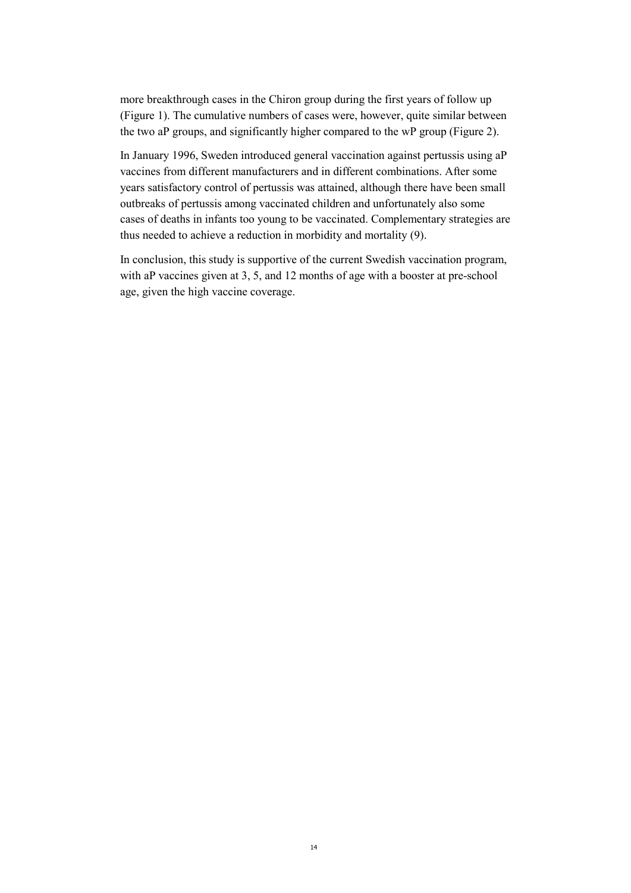more breakthrough cases in the Chiron group during the first years of follow up (Figure 1). The cumulative numbers of cases were, however, quite similar between the two aP groups, and significantly higher compared to the wP group (Figure 2).

In January 1996, Sweden introduced general vaccination against pertussis using aP vaccines from different manufacturers and in different combinations. After some years satisfactory control of pertussis was attained, although there have been small outbreaks of pertussis among vaccinated children and unfortunately also some cases of deaths in infants too young to be vaccinated. Complementary strategies are thus needed to achieve a reduction in morbidity and mortality (9).

In conclusion, this study is supportive of the current Swedish vaccination program, with aP vaccines given at 3, 5, and 12 months of age with a booster at pre-school age, given the high vaccine coverage.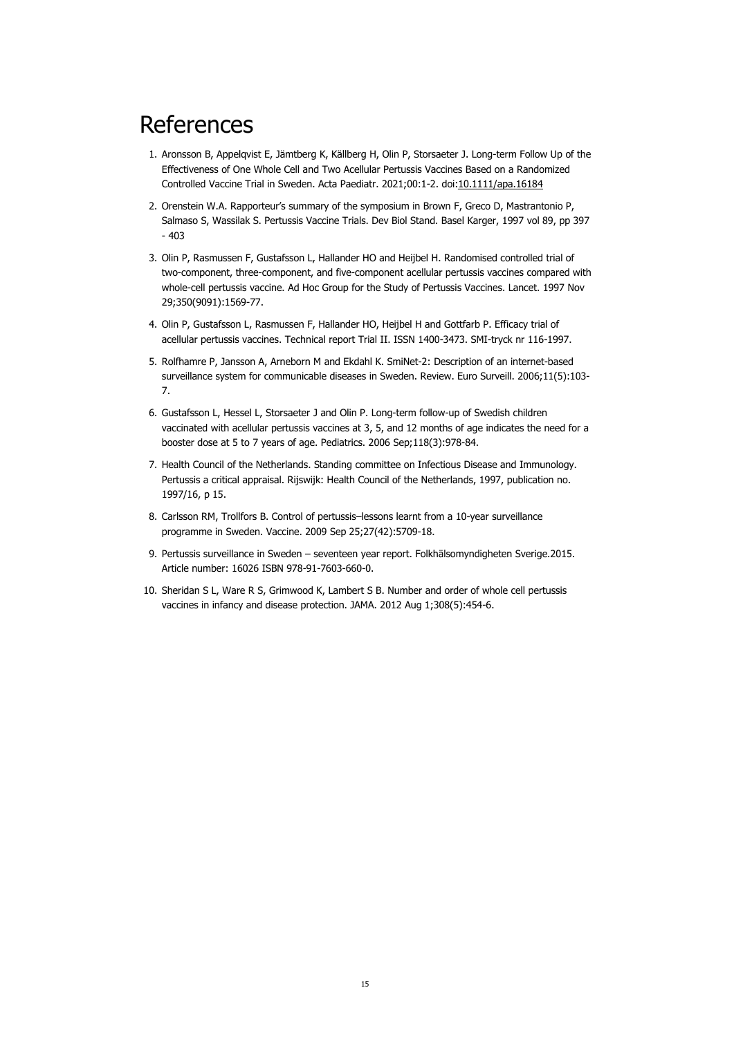# References

1. Aronsson B, Appelqvist E, Jämtberg K, Källberg H, Olin P, Storsaeter J. Long-term Follow Up of the Effectiveness of One Whole Cell and Two Acellular Pertussis Vaccines Based on a Randomized Controlled Vaccine Trial in Sweden. Acta Paediatr. 2021;00:1-2. doi:10.1111/apa.16184
2. Orenstein W.A. Rapporteur's summary of the symposium in Brown F, Greco D, Mastrantonio P, Salmaso S, Wassilak S. Pertussis Vaccine Trials. Dev Biol Stand. Basel Karger, 1997 vol 89, pp 397 - 403
3. Olin P, Rasmussen F, Gustafsson L, Hallander HO and Heijbel H. Randomised controlled trial of two-component, three-component, and five-component acellular pertussis vaccines compared with whole-cell pertussis vaccine. Ad Hoc Group for the Study of Pertussis Vaccines. Lancet. 1997 Nov 29;350(9091):1569-77.
4. Olin P, Gustafsson L, Rasmussen F, Hallander HO, Heijbel H and Gottfarb P. Efficacy trial of acellular pertussis vaccines. Technical report Trial II. ISSN 1400-3473. SMI-tryck nr 116-1997.
5. Rolfhamre P, Jansson A, Arneborn M and Ekdahl K. SmiNet-2: Description of an internet-based surveillance system for communicable diseases in Sweden. Review. Euro Surveill. 2006;11(5):103-7.
6. Gustafsson L, Hessel L, Storsaeter J and Olin P. Long-term follow-up of Swedish children vaccinated with acellular pertussis vaccines at 3, 5, and 12 months of age indicates the need for a booster dose at 5 to 7 years of age. Pediatrics. 2006 Sep;118(3):978-84.
7. Health Council of the Netherlands. Standing committee on Infectious Disease and Immunology. Pertussis a critical appraisal. Rijswijk: Health Council of the Netherlands, 1997, publication no. 1997/16, p 15.
8. Carlsson RM, Trollfors B. Control of pertussis–lessons learnt from a 10-year surveillance programme in Sweden. Vaccine. 2009 Sep 25;27(42):5709-18.
9. Pertussis surveillance in Sweden – seventeen year report. Folkhälsomyndigheten Sverige.2015. Article number: 16026 ISBN 978-91-7603-660-0.
10. Sheridan S L, Ware R S, Grimwood K, Lambert S B. Number and order of whole cell pertussis vaccines in infancy and disease protection. JAMA. 2012 Aug 1;308(5):454-6.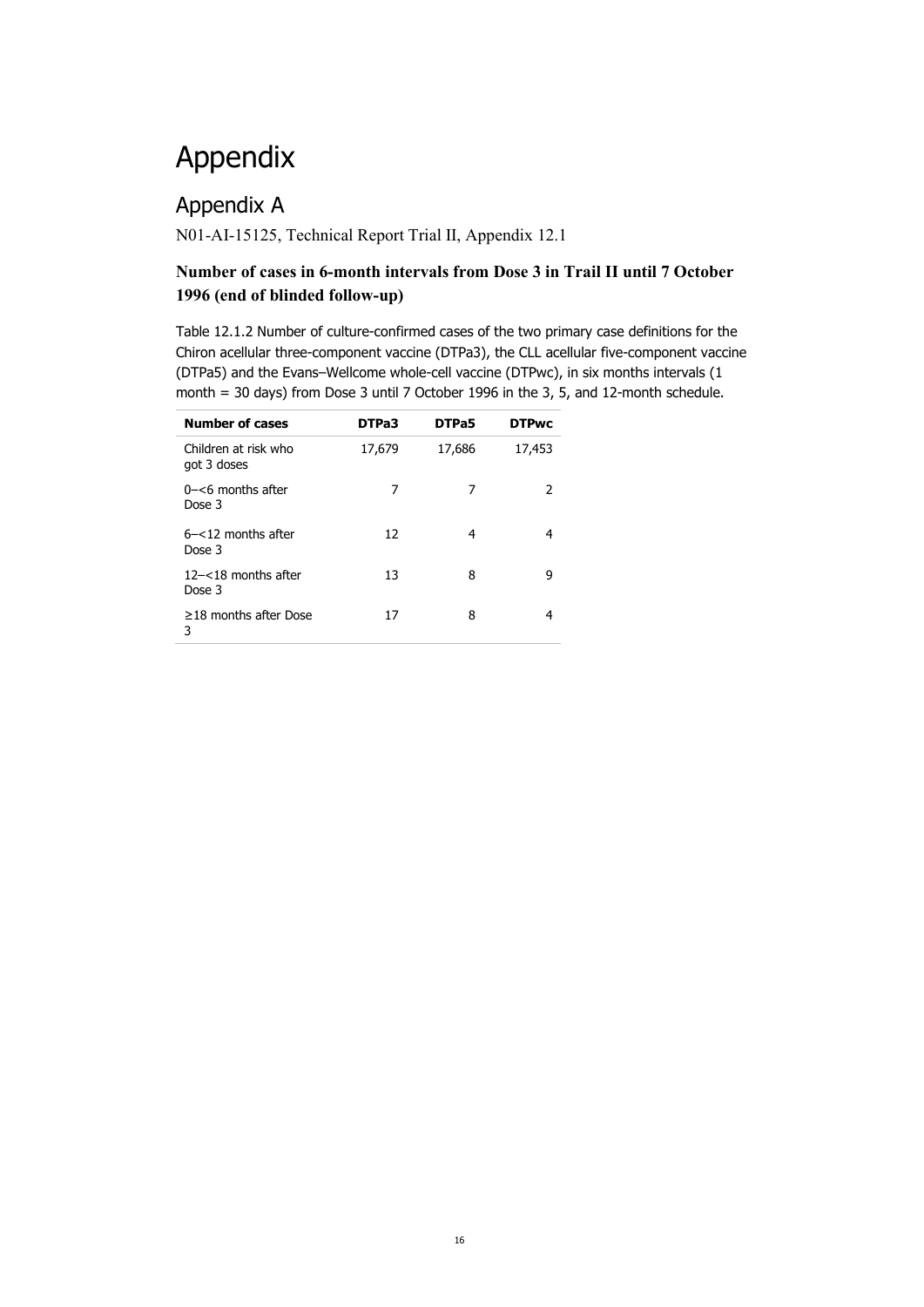# Appendix

## Appendix A

N01-AI-15125, Technical Report Trial II, Appendix 12.1

### Number of cases in 6-month intervals from Dose 3 in Trail II until 7 October 1996 (end of blinded follow-up)

Table 12.1.2 Number of culture-confirmed cases of the two primary case definitions for the Chiron acellular three-component vaccine (DTPa3), the CLL acellular five-component vaccine (DTPa5) and the Evans–Wellcome whole-cell vaccine (DTPwc), in six months intervals (1 month = 30 days) from Dose 3 until 7 October 1996 in the 3, 5, and 12-month schedule.

| **Number of cases** | **DTPa3** | **DTPa5** | **DTPwc** |
|---|---|---|---|
| Children at risk who got 3 doses | 17,679 | 17,686 | 17,453 |
| 0–<6 months after Dose 3 | 7 | 7 | 2 |
| 6–<12 months after Dose 3 | 12 | 4 | 4 |
| 12–<18 months after Dose 3 | 13 | 8 | 9 |
| ≥18 months after Dose 3 | 17 | 8 | 4 |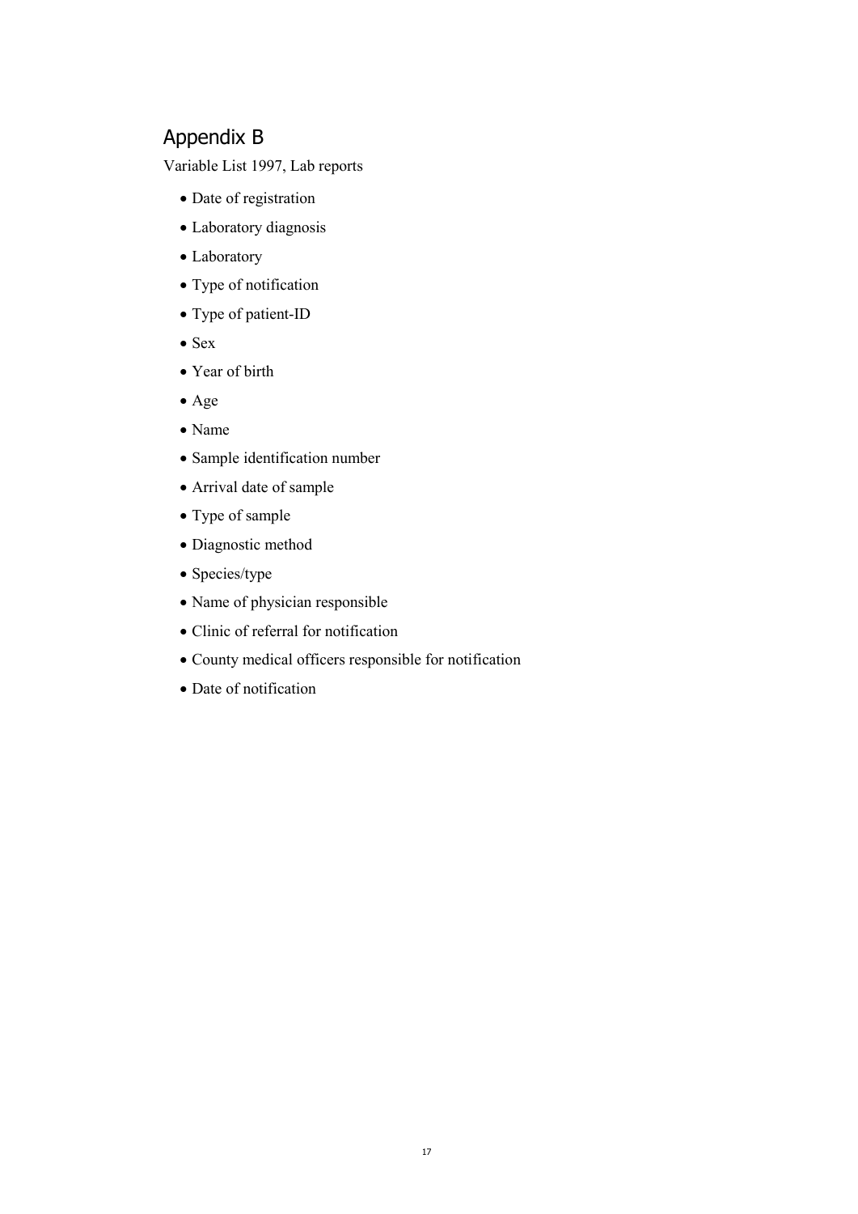# Appendix B

Variable List 1997, Lab reports

- Date of registration
- Laboratory diagnosis
- Laboratory
- Type of notification
- Type of patient-ID
- Sex
- Year of birth
- Age
- Name
- Sample identification number
- Arrival date of sample
- Type of sample
- Diagnostic method
- Species/type
- Name of physician responsible
- Clinic of referral for notification
- County medical officers responsible for notification
- Date of notification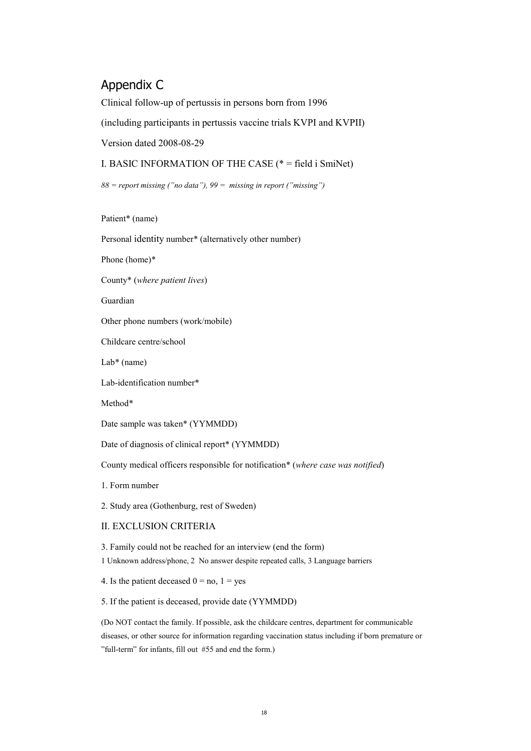# Appendix C

Clinical follow-up of pertussis in persons born from 1996

(including participants in pertussis vaccine trials KVPI and KVPII)

Version dated 2008-08-29

I. BASIC INFORMATION OF THE CASE (* = field i SmiNet)

*88 = report missing (”no data”), 99 = missing in report (”missing”)*

Patient* (name)

Personal identity number* (alternatively other number)

Phone (home)*

County* (*where patient lives*)

Guardian

Other phone numbers (work/mobile)

Childcare centre/school

Lab* (name)

Lab-identification number*

Method*

Date sample was taken* (YYMMDD)

Date of diagnosis of clinical report* (YYMMDD)

County medical officers responsible for notification* (*where case was notified*)

1. Form number

2. Study area (Gothenburg, rest of Sweden)

II. EXCLUSION CRITERIA

3. Family could not be reached for an interview (end the form)

1 Unknown address/phone, 2 No answer despite repeated calls, 3 Language barriers

4. Is the patient deceased 0 = no, 1 = yes

5. If the patient is deceased, provide date (YYMMDD)

(Do NOT contact the family. If possible, ask the childcare centres, department for communicable diseases, or other source for information regarding vaccination status including if born premature or ”full-term” for infants, fill out #55 and end the form.)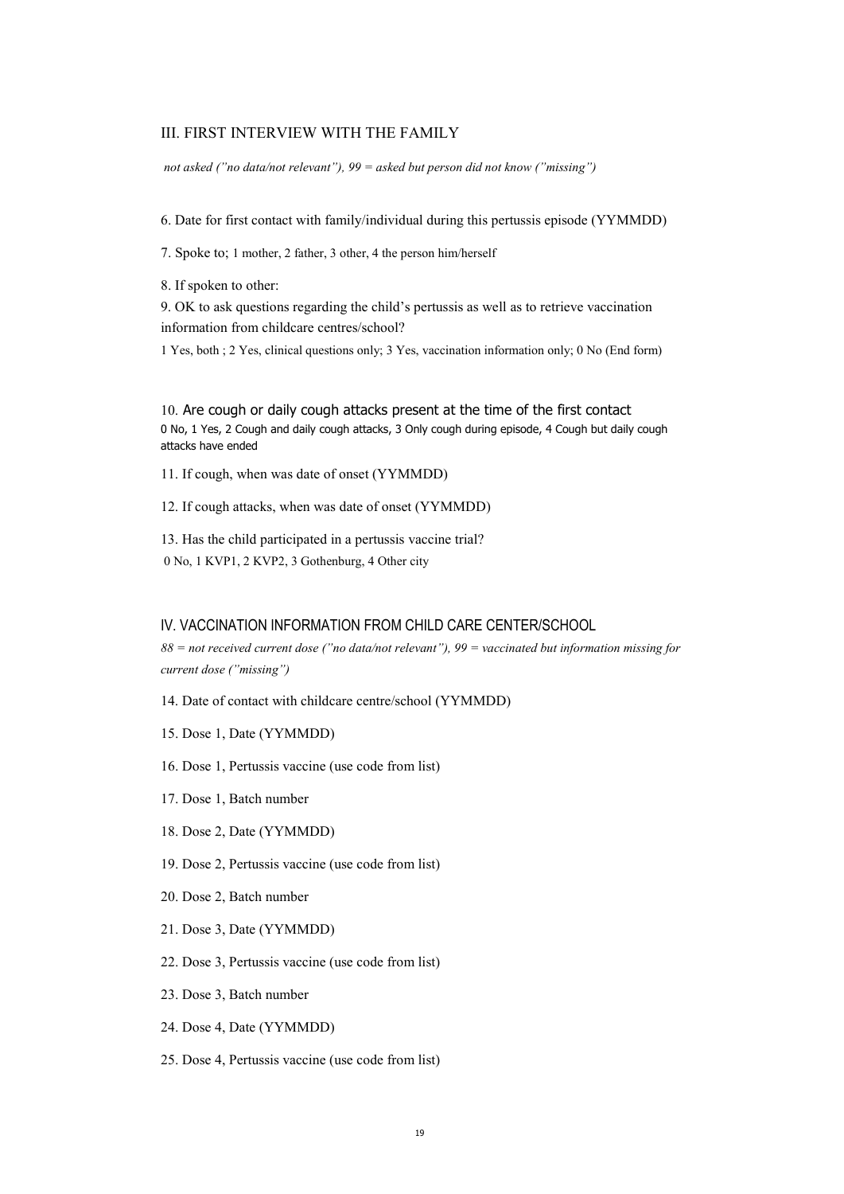## III. FIRST INTERVIEW WITH THE FAMILY

*not asked ("no data/not relevant"), 99 = asked but person did not know ("missing")*

6. Date for first contact with family/individual during this pertussis episode (YYMMDD)

7. Spoke to; 1 mother, 2 father, 3 other, 4 the person him/herself

8. If spoken to other:

9. OK to ask questions regarding the child's pertussis as well as to retrieve vaccination information from childcare centres/school?

1 Yes, both ; 2 Yes, clinical questions only; 3 Yes, vaccination information only; 0 No (End form)

10. Are cough or daily cough attacks present at the time of the first contact

0 No, 1 Yes, 2 Cough and daily cough attacks, 3 Only cough during episode, 4 Cough but daily cough attacks have ended

11. If cough, when was date of onset (YYMMDD)

12. If cough attacks, when was date of onset (YYMMDD)

13. Has the child participated in a pertussis vaccine trial?

0 No, 1 KVP1, 2 KVP2, 3 Gothenburg, 4 Other city

## IV. VACCINATION INFORMATION FROM CHILD CARE CENTER/SCHOOL

*88 = not received current dose ("no data/not relevant"), 99 = vaccinated but information missing for current dose ("missing")*

14. Date of contact with childcare centre/school (YYMMDD)

15. Dose 1, Date (YYMMDD)

16. Dose 1, Pertussis vaccine (use code from list)

17. Dose 1, Batch number

18. Dose 2, Date (YYMMDD)

19. Dose 2, Pertussis vaccine (use code from list)

20. Dose 2, Batch number

21. Dose 3, Date (YYMMDD)

22. Dose 3, Pertussis vaccine (use code from list)

23. Dose 3, Batch number

24. Dose 4, Date (YYMMDD)

25. Dose 4, Pertussis vaccine (use code from list)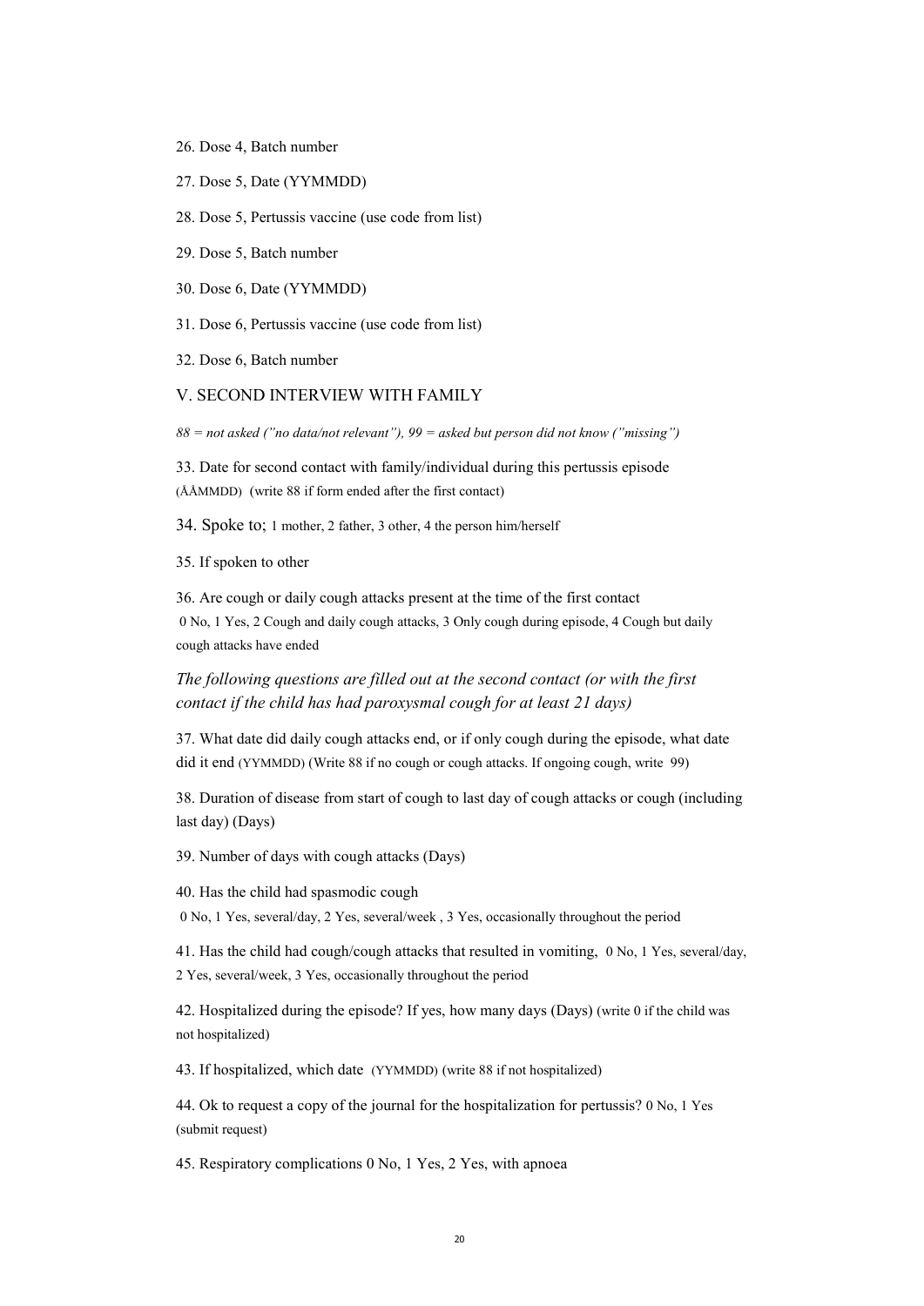26. Dose 4, Batch number

27. Dose 5, Date (YYMMDD)

28. Dose 5, Pertussis vaccine (use code from list)

29. Dose 5, Batch number

30. Dose 6, Date (YYMMDD)

31. Dose 6, Pertussis vaccine (use code from list)

32. Dose 6, Batch number

## V. SECOND INTERVIEW WITH FAMILY

*88 = not asked (”no data/not relevant”), 99 = asked but person did not know (”missing”)*

33. Date for second contact with family/individual during this pertussis episode (ÅÅMMDD) (write 88 if form ended after the first contact)

34. Spoke to; 1 mother, 2 father, 3 other, 4 the person him/herself

35. If spoken to other

36. Are cough or daily cough attacks present at the time of the first contact
0 No, 1 Yes, 2 Cough and daily cough attacks, 3 Only cough during episode, 4 Cough but daily cough attacks have ended

*The following questions are filled out at the second contact (or with the first contact if the child has had paroxysmal cough for at least 21 days)*

37. What date did daily cough attacks end, or if only cough during the episode, what date did it end (YYMMDD) (Write 88 if no cough or cough attacks. If ongoing cough, write 99)

38. Duration of disease from start of cough to last day of cough attacks or cough (including last day) (Days)

39. Number of days with cough attacks (Days)

40. Has the child had spasmodic cough
0 No, 1 Yes, several/day, 2 Yes, several/week , 3 Yes, occasionally throughout the period

41. Has the child had cough/cough attacks that resulted in vomiting, 0 No, 1 Yes, several/day, 2 Yes, several/week, 3 Yes, occasionally throughout the period

42. Hospitalized during the episode? If yes, how many days (Days) (write 0 if the child was not hospitalized)

43. If hospitalized, which date (YYMMDD) (write 88 if not hospitalized)

44. Ok to request a copy of the journal for the hospitalization for pertussis? 0 No, 1 Yes (submit request)

45. Respiratory complications 0 No, 1 Yes, 2 Yes, with apnoea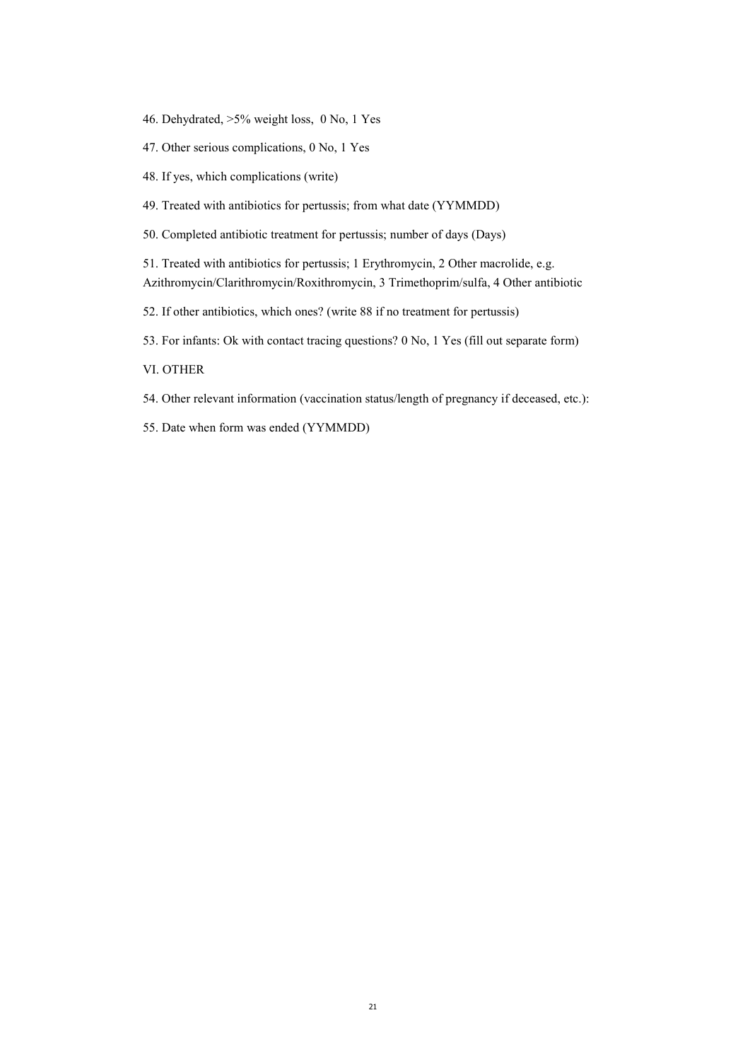46. Dehydrated, >5% weight loss, 0 No, 1 Yes

47. Other serious complications, 0 No, 1 Yes

48. If yes, which complications (write)

49. Treated with antibiotics for pertussis; from what date (YYMMDD)

50. Completed antibiotic treatment for pertussis; number of days (Days)

51. Treated with antibiotics for pertussis; 1 Erythromycin, 2 Other macrolide, e.g. Azithromycin/Clarithromycin/Roxithromycin, 3 Trimethoprim/sulfa, 4 Other antibiotic

52. If other antibiotics, which ones? (write 88 if no treatment for pertussis)

53. For infants: Ok with contact tracing questions? 0 No, 1 Yes (fill out separate form)

VI. OTHER

54. Other relevant information (vaccination status/length of pregnancy if deceased, etc.):

55. Date when form was ended (YYMMDD)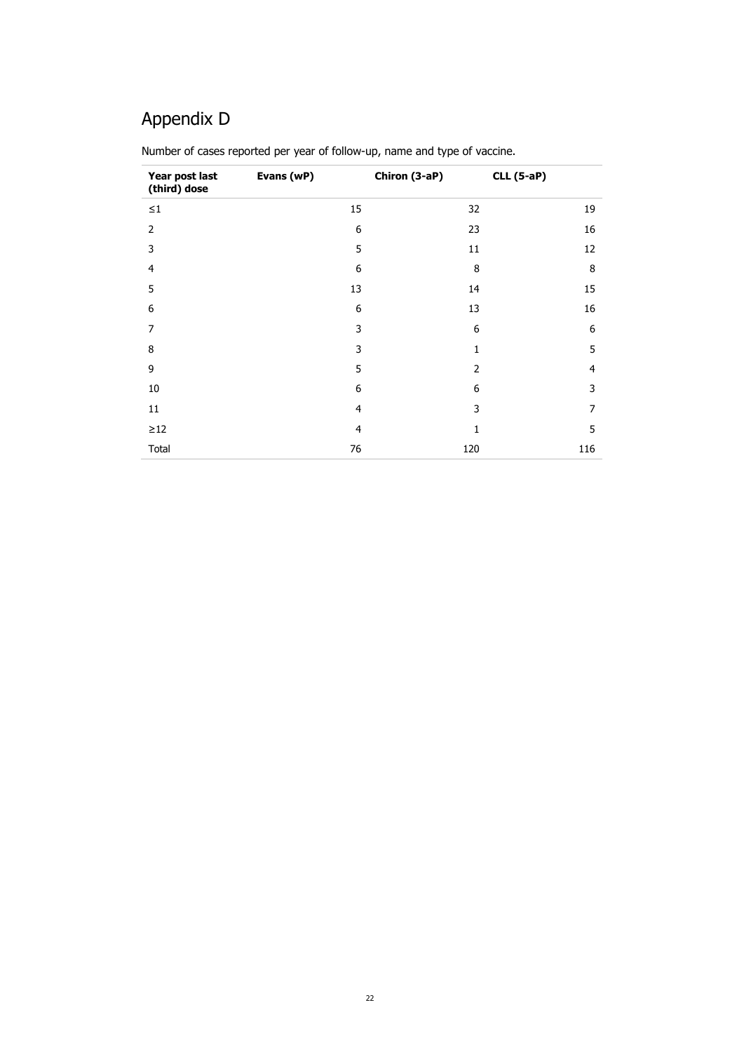# Appendix D

Number of cases reported per year of follow-up, name and type of vaccine.

| Year post last (third) dose | Evans (wP) | Chiron (3-aP) | CLL (5-aP) |
|---|---|---|---|
| ≤1 | 15 | 32 | 19 |
| 2 | 6 | 23 | 16 |
| 3 | 5 | 11 | 12 |
| 4 | 6 | 8 | 8 |
| 5 | 13 | 14 | 15 |
| 6 | 6 | 13 | 16 |
| 7 | 3 | 6 | 6 |
| 8 | 3 | 1 | 5 |
| 9 | 5 | 2 | 4 |
| 10 | 6 | 6 | 3 |
| 11 | 4 | 3 | 7 |
| ≥12 | 4 | 1 | 5 |
| Total | 76 | 120 | 116 |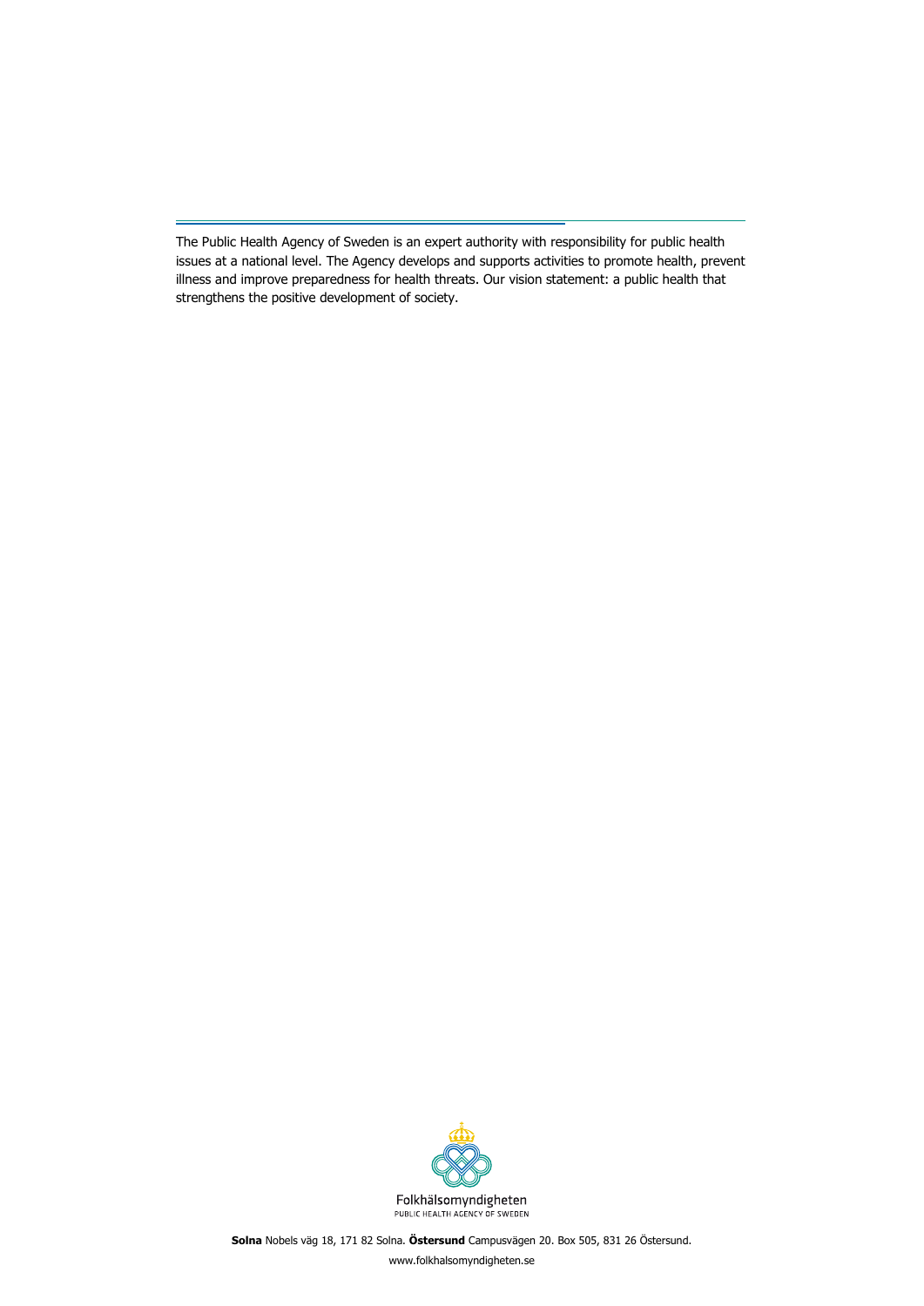The Public Health Agency of Sweden is an expert authority with responsibility for public health issues at a national level. The Agency develops and supports activities to promote health, prevent illness and improve preparedness for health threats. Our vision statement: a public health that strengthens the positive development of society.

Folkhälsomyndigheten
PUBLIC HEALTH AGENCY OF SWEDEN

**Solna** Nobels väg 18, 171 82 Solna. **Östersund** Campusvägen 20. Box 505, 831 26 Östersund.

www.folkhalsomyndigheten.se